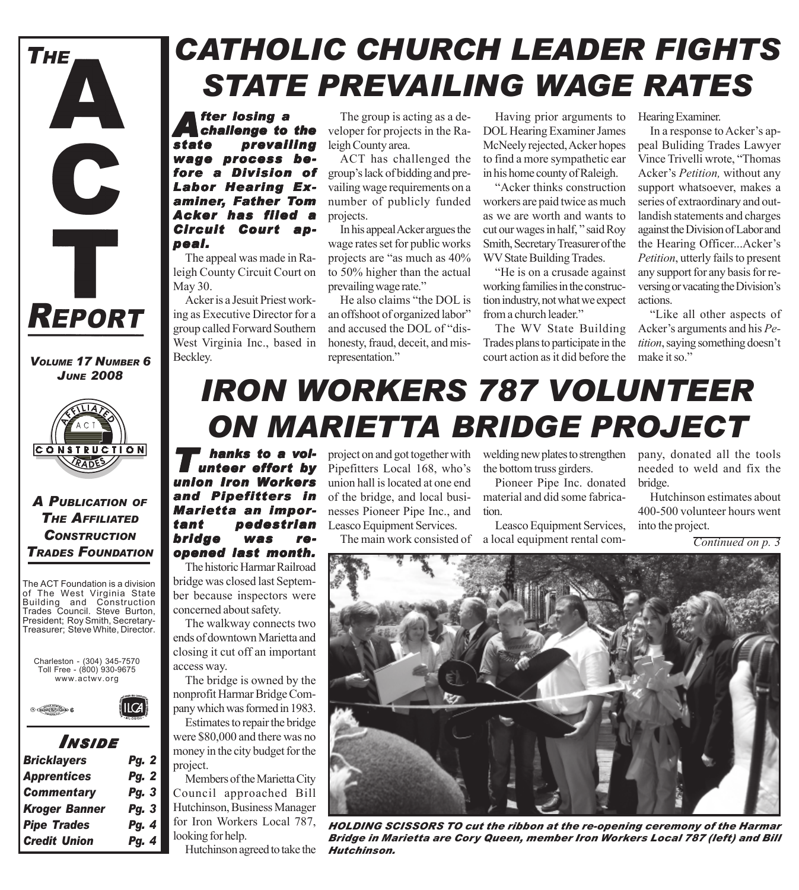# THE ACT REPORT

*Volume 17 Number 6*
*June 2008*

*A Publication of The Affiliated Construction Trades Foundation*

The ACT Foundation is a division of The West Virginia State Building and Construction Trades Council. Steve Burton, President; Roy Smith, Secretary-Treasurer; Steve White, Director.

Charleston - (304) 345-7570
Toll Free - (800) 930-9675
www.actwv.org

## Inside

| | |
|---|---|
| Bricklayers | Pg. 2 |
| Apprentices | Pg. 2 |
| Commentary | Pg. 3 |
| Kroger Banner | Pg. 3 |
| Pipe Trades | Pg. 4 |
| Credit Union | Pg. 4 |

# CATHOLIC CHURCH LEADER FIGHTS STATE PREVAILING WAGE RATES

***After losing a challenge to the state prevailing wage process before a Division of Labor Hearing Examiner, Father Tom Acker has filed a Circuit Court appeal.***

The appeal was made in Raleigh County Circuit Court on May 30.

Acker is a Jesuit Priest working as Executive Director for a group called Forward Southern West Virginia Inc., based in Beckley.

The group is acting as a developer for projects in the Raleigh County area.

ACT has challenged the group's lack of bidding and prevailing wage requirements on a number of publicly funded projects.

In his appeal Acker argues the wage rates set for public works projects are "as much as 40% to 50% higher than the actual prevailing wage rate."

He also claims "the DOL is an offshoot of organized labor" and accused the DOL of "dishonesty, fraud, deceit, and misrepresentation."

Having prior arguments to DOL Hearing Examiner James McNeely rejected, Acker hopes to find a more sympathetic ear in his home county of Raleigh.

"Acker thinks construction workers are paid twice as much as we are worth and wants to cut our wages in half, " said Roy Smith, Secretary Treasurer of the WV State Building Trades.

"He is on a crusade against working families in the construction industry, not what we expect from a church leader."

The WV State Building Trades plans to participate in the court action as it did before the Hearing Examiner.

In a response to Acker's appeal Buliding Trades Lawyer Vince Trivelli wrote, "Thomas Acker's *Petition,* without any support whatsoever, makes a series of extraordinary and outlandish statements and charges against the Division of Labor and the Hearing Officer...Acker's *Petition*, utterly fails to present any support for any basis for reversing or vacating the Division's actions.

"Like all other aspects of Acker's arguments and his *Petition*, saying something doesn't make it so."

# IRON WORKERS 787 VOLUNTEER ON MARIETTA BRIDGE PROJECT

***Thanks to a volunteer effort by union Iron Workers and Pipefitters in Marietta an important pedestrian bridge was re-opened last month.***

The historic Harmar Railroad bridge was closed last September because inspectors were concerned about safety.

The walkway connects two ends of downtown Marietta and closing it cut off an important access way.

The bridge is owned by the nonprofit Harmar Bridge Company which was formed in 1983.

Estimates to repair the bridge were $80,000 and there was no money in the city budget for the project.

Members of the Marietta City Council approached Bill Hutchinson, Business Manager for Iron Workers Local 787, looking for help.

Hutchinson agreed to take the project on and got together with Pipefitters Local 168, who's union hall is located at one end of the bridge, and local businesses Pioneer Pipe Inc., and Leasco Equipment Services.

The main work consisted of welding new plates to strengthen the bottom truss girders.

Pioneer Pipe Inc. donated material and did some fabrication.

Leasco Equipment Services, a local equipment rental company, donated all the tools needed to weld and fix the bridge.

Hutchinson estimates about 400-500 volunteer hours went into the project.

*Continued on p. 3*

**HOLDING SCISSORS TO cut the ribbon at the re-opening ceremony of the Harmar Bridge in Marietta are Cory Queen, member Iron Workers Local 787 (left) and Bill Hutchinson.**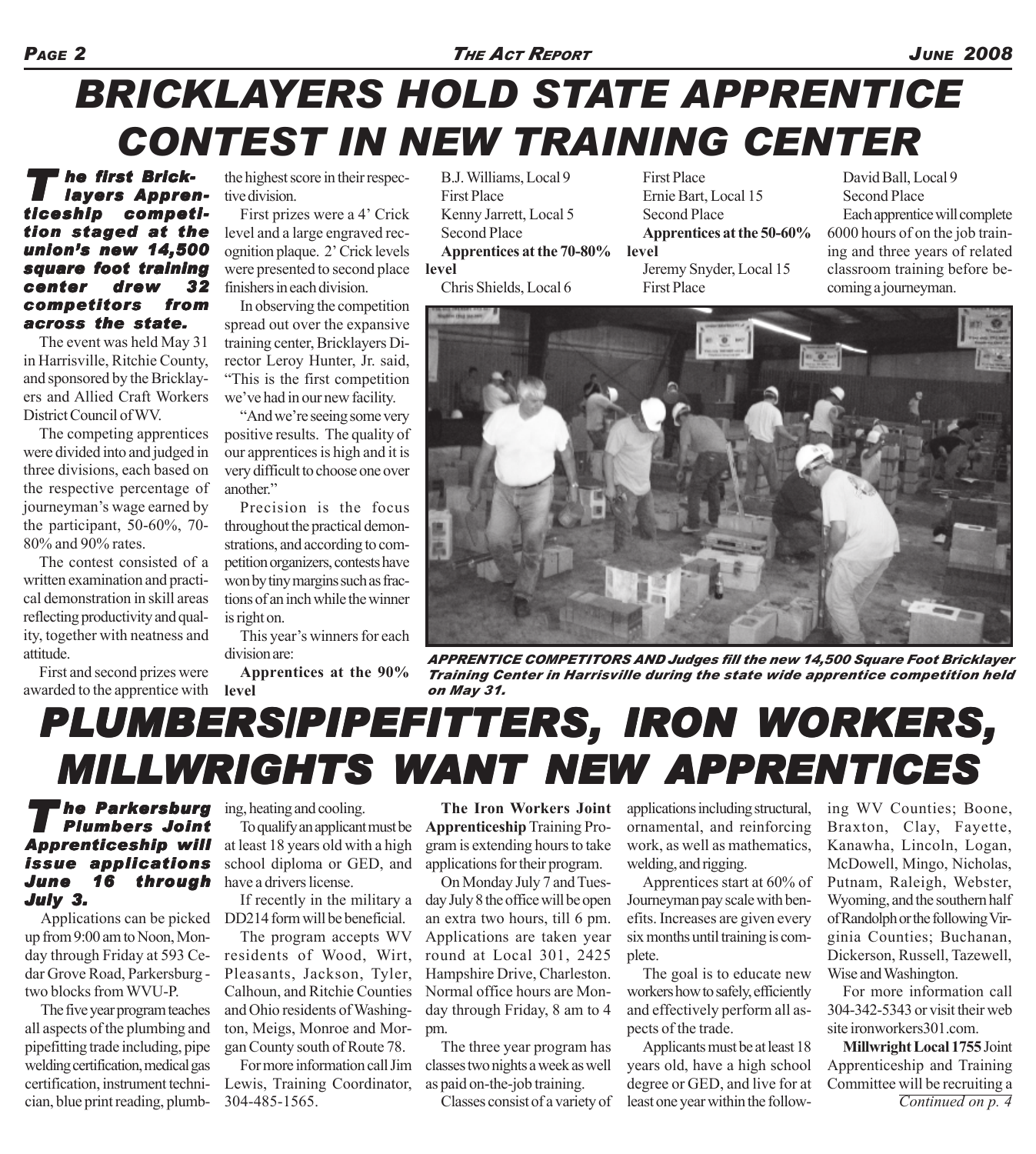# BRICKLAYERS HOLD STATE APPRENTICE CONTEST IN NEW TRAINING CENTER

***The first Bricklayers Apprenticeship competition staged at the union's new 14,500 square foot training center drew 32 competitors from across the state.***

The event was held May 31 in Harrisville, Ritchie County, and sponsored by the Bricklayers and Allied Craft Workers District Council of WV.

The competing apprentices were divided into and judged in three divisions, each based on the respective percentage of journeyman's wage earned by the participant, 50-60%, 70-80% and 90% rates.

The contest consisted of a written examination and practical demonstration in skill areas reflecting productivity and quality, together with neatness and attitude.

First and second prizes were awarded to the apprentice with the highest score in their respective division.

First prizes were a 4' Crick level and a large engraved recognition plaque. 2' Crick levels were presented to second place finishers in each division.

In observing the competition spread out over the expansive training center, Bricklayers Director Leroy Hunter, Jr. said, "This is the first competition we've had in our new facility.

"And we're seeing some very positive results. The quality of our apprentices is high and it is very difficult to choose one over another."

Precision is the focus throughout the practical demonstrations, and according to competition organizers, contests have won by tiny margins such as fractions of an inch while the winner is right on.

This year's winners for each division are:

**Apprentices at the 90% level**

B.J. Williams, Local 9
First Place
Kenny Jarrett, Local 5
Second Place

**Apprentices at the 70-80% level**

Chris Shields, Local 6
First Place
Ernie Bart, Local 15
Second Place

**Apprentices at the 50-60% level**

Jeremy Snyder, Local 15
First Place
David Ball, Local 9
Second Place

Each apprentice will complete 6000 hours of on the job training and three years of related classroom training before becoming a journeyman.

*APPRENTICE COMPETITORS AND Judges fill the new 14,500 Square Foot Bricklayer Training Center in Harrisville during the state wide apprentice competition held on May 31.*

# PLUMBERS/PIPEFITTERS, IRON WORKERS, MILLWRIGHTS WANT NEW APPRENTICES

***The Parkersburg Plumbers Joint Apprenticeship will issue applications June 16 through July 3.***

Applications can be picked up from 9:00 am to Noon, Monday through Friday at 593 Cedar Grove Road, Parkersburg - two blocks from WVU-P.

The five year program teaches all aspects of the plumbing and pipefitting trade including, pipe welding certification, medical gas certification, instrument technician, blue print reading, plumbing, heating and cooling.

To qualify an applicant must be at least 18 years old with a high school diploma or GED, and have a drivers license.

If recently in the military a DD214 form will be beneficial.

The program accepts WV residents of Wood, Wirt, Pleasants, Jackson, Tyler, Calhoun, and Ritchie Counties and Ohio residents of Washington, Meigs, Monroe and Morgan County south of Route 78.

For more information call Jim Lewis, Training Coordinator, 304-485-1565.

**The Iron Workers Joint Apprenticeship** Training Program is extending hours to take applications for their program.

On Monday July 7 and Tuesday July 8 the office will be open an extra two hours, till 6 pm. Applications are taken year round at Local 301, 2425 Hampshire Drive, Charleston. Normal office hours are Monday through Friday, 8 am to 4 pm.

The three year program has classes two nights a week as well as paid on-the-job training.

Classes consist of a variety of applications including structural, ornamental, and reinforcing work, as well as mathematics, welding, and rigging.

Apprentices start at 60% of Journeyman pay scale with benefits. Increases are given every six months until training is complete.

The goal is to educate new workers how to safely, efficiently and effectively perform all aspects of the trade.

Applicants must be at least 18 years old, have a high school degree or GED, and live for at least one year within the following WV Counties; Boone, Braxton, Clay, Fayette, Kanawha, Lincoln, Logan, McDowell, Mingo, Nicholas, Putnam, Raleigh, Webster, Wyoming, and the southern half of Randolph or the following Virginia Counties; Buchanan, Dickerson, Russell, Tazewell, Wise and Washington.

For more information call 304-342-5343 or visit their web site ironworkers301.com.

**Millwright Local 1755** Joint Apprenticeship and Training Committee will be recruiting a

*Continued on p. 4*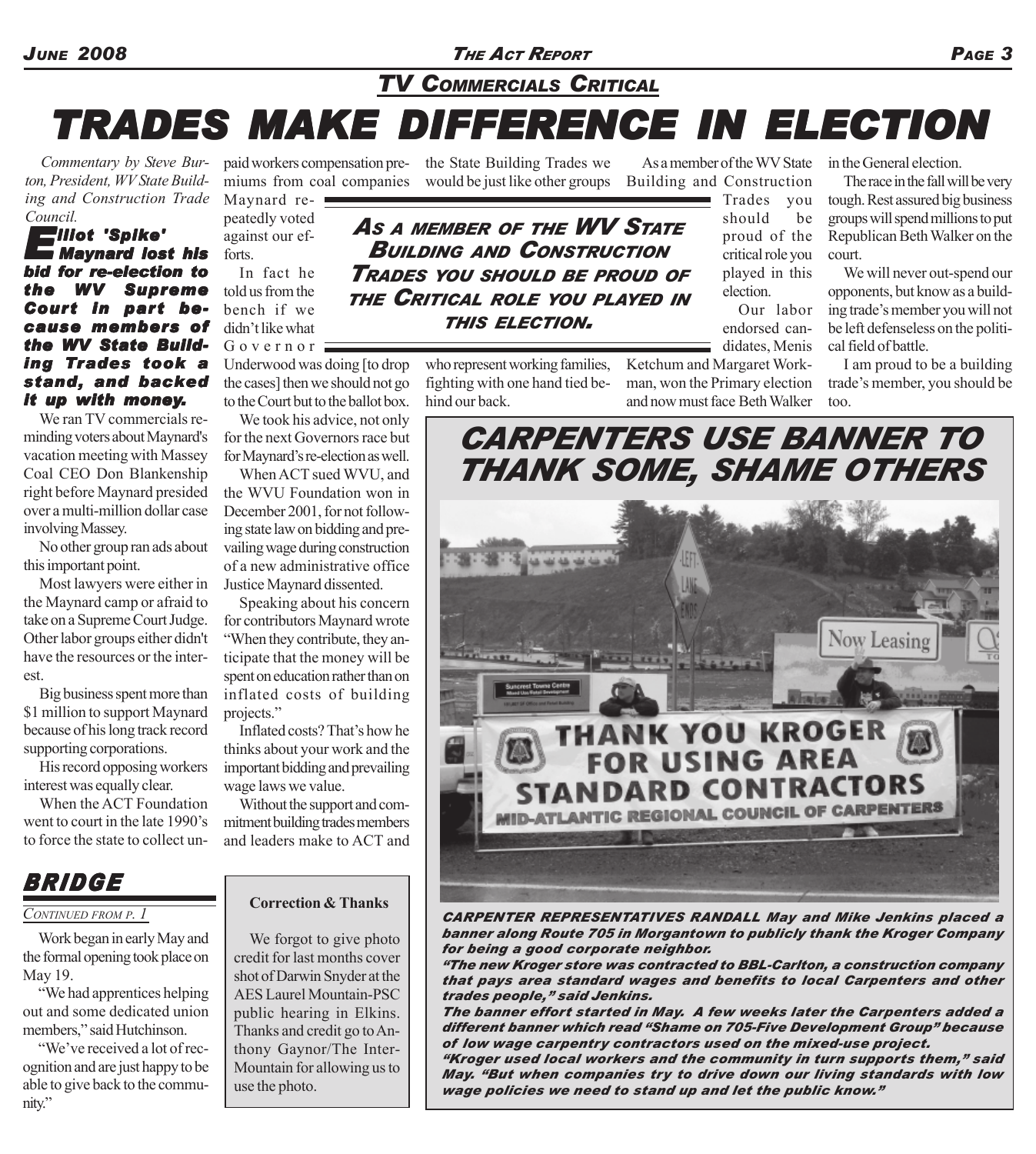## TV COMMERCIALS CRITICAL

# TRADES MAKE DIFFERENCE IN ELECTION

*Commentary by Steve Burton, President, WV State Building and Construction Trade Council.*

***Elliot 'Spike' Maynard lost his bid for re-election to the WV Supreme Court in part because members of the WV State Building Trades took a stand, and backed it up with money.***

We ran TV commercials reminding voters about Maynard's vacation meeting with Massey Coal CEO Don Blankenship right before Maynard presided over a multi-million dollar case involving Massey.

No other group ran ads about this important point.

Most lawyers were either in the Maynard camp or afraid to take on a Supreme Court Judge. Other labor groups either didn't have the resources or the interest.

Big business spent more than $1 million to support Maynard because of his long track record supporting corporations.

His record opposing workers interest was equally clear.

When the ACT Foundation went to court in the late 1990's to force the state to collect unpaid workers compensation premiums from coal companies Maynard repeatedly voted against our efforts.

In fact he told us from the bench if we didn't like what Governor Underwood was doing [to drop the cases] then we should not go to the Court but to the ballot box.

We took his advice, not only for the next Governors race but for Maynard's re-election as well.

When ACT sued WVU, and the WVU Foundation won in December 2001, for not following state law on bidding and prevailing wage during construction of a new administrative office Justice Maynard dissented.

Speaking about his concern for contributors Maynard wrote "When they contribute, they anticipate that the money will be spent on education rather than on inflated costs of building projects."

Inflated costs? That's how he thinks about your work and the important bidding and prevailing wage laws we value.

Without the support and commitment building trades members and leaders make to ACT and the State Building Trades we would be just like other groups who represent working families, fighting with one hand tied behind our back.

> ***AS A MEMBER OF THE WV STATE BUILDING AND CONSTRUCTION TRADES YOU SHOULD BE PROUD OF THE CRITICAL ROLE YOU PLAYED IN THIS ELECTION.***

As a member of the WV State Building and Construction Trades you should be proud of the critical role you played in this election.

Our labor endorsed candidates, Menis Ketchum and Margaret Workman, won the Primary election and now must face Beth Walker in the General election.

The race in the fall will be very tough. Rest assured big business groups will spend millions to put Republican Beth Walker on the court.

We will never out-spend our opponents, but know as a building trade's member you will not be left defenseless on the political field of battle.

I am proud to be a building trade's member, you should be too.

## CARPENTERS USE BANNER TO THANK SOME, SHAME OTHERS

***CARPENTER REPRESENTATIVES RANDALL May and Mike Jenkins placed a banner along Route 705 in Morgantown to publicly thank the Kroger Company for being a good corporate neighbor.***

***"The new Kroger store was contracted to BBL-Carlton, a construction company that pays area standard wages and benefits to local Carpenters and other trades people," said Jenkins.***

***The banner effort started in May. A few weeks later the Carpenters added a different banner which read "Shame on 705-Five Development Group" because of low wage carpentry contractors used on the mixed-use project.***

***"Kroger used local workers and the community in turn supports them," said May. "But when companies try to drive down our living standards with low wage policies we need to stand up and let the public know."***

## BRIDGE

*CONTINUED FROM P. 1*

Work began in early May and the formal opening took place on May 19.

"We had apprentices helping out and some dedicated union members," said Hutchinson.

"We've received a lot of recognition and are just happy to be able to give back to the community."

**Correction & Thanks**

We forgot to give photo credit for last months cover shot of Darwin Snyder at the AES Laurel Mountain-PSC public hearing in Elkins. Thanks and credit go to Anthony Gaynor/The Inter-Mountain for allowing us to use the photo.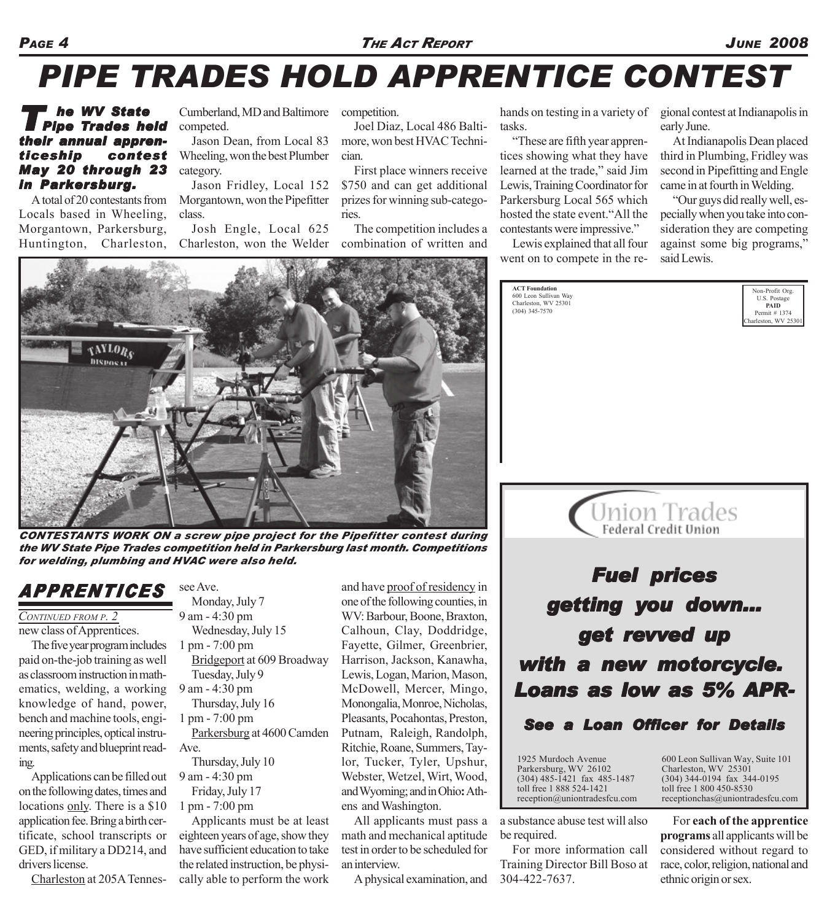# PIPE TRADES HOLD APPRENTICE CONTEST

***The WV State Pipe Trades held their annual apprenticeship contest May 20 through 23 in Parkersburg.***

A total of 20 contestants from Locals based in Wheeling, Morgantown, Parkersburg, Huntington, Charleston, Cumberland, MD and Baltimore competed.

Jason Dean, from Local 83 Wheeling, won the best Plumber category.

Jason Fridley, Local 152 Morgantown, won the Pipefitter class.

Josh Engle, Local 625 Charleston, won the Welder competition.

Joel Diaz, Local 486 Baltimore, won best HVAC Technician.

First place winners receive $750 and can get additional prizes for winning sub-categories.

The competition includes a combination of written and hands on testing in a variety of tasks.

"These are fifth year apprentices showing what they have learned at the trade," said Jim Lewis, Training Coordinator for Parkersburg Local 565 which hosted the state event. "All the contestants were impressive."

Lewis explained that all four went on to compete in the regional contest at Indianapolis in early June.

At Indianapolis Dean placed third in Plumbing, Fridley was second in Pipefitting and Engle came in at fourth in Welding.

"Our guys did really well, especially when you take into consideration they are competing against some big programs," said Lewis.

**CONTESTANTS WORK ON a screw pipe project for the Pipefitter contest during the WV State Pipe Trades competition held in Parkersburg last month. Competitions for welding, plumbing and HVAC were also held.**

## APPRENTICES

*CONTINUED FROM P. 2*

new class of Apprentices.

The five year program includes paid on-the-job training as well as classroom instruction in mathematics, welding, a working knowledge of hand, power, bench and machine tools, engineering principles, optical instruments, safety and blueprint reading.

Applications can be filled out on the following dates, times and locations only. There is a $10 application fee. Bring a birth certificate, school transcripts or GED, if military a DD214, and drivers license.

Charleston at 205A Tennessee Ave.
Monday, July 7
9 am - 4:30 pm
Wednesday, July 15
1 pm - 7:00 pm

Bridgeport at 609 Broadway
Tuesday, July 9
9 am - 4:30 pm
Thursday, July 16
1 pm - 7:00 pm

Parkersburg at 4600 Camden Ave.
Thursday, July 10
9 am - 4:30 pm
Friday, July 17
1 pm - 7:00 pm

Applicants must be at least eighteen years of age, show they have sufficient education to take the related instruction, be physically able to perform the work and have proof of residency in one of the following counties, in WV: Barbour, Boone, Braxton, Calhoun, Clay, Doddridge, Fayette, Gilmer, Greenbrier, Harrison, Jackson, Kanawha, Lewis, Logan, Marion, Mason, McDowell, Mercer, Mingo, Monongalia, Monroe, Nicholas, Pleasants, Pocahontas, Preston, Putnam, Raleigh, Randolph, Ritchie, Roane, Summers, Taylor, Tucker, Tyler, Upshur, Webster, Wetzel, Wirt, Wood, and Wyoming; and in Ohio**:** Athens and Washington.

All applicants must pass a math and mechanical aptitude test in order to be scheduled for an interview.

A physical examination, and a substance abuse test will also be required.

For more information call Training Director Bill Boso at 304-422-7637.

For **each of the apprentice programs** all applicants will be considered without regard to race, color, religion, national and ethnic origin or sex.

**ACT Foundation**
600 Leon Sullivan Way
Charleston, WV 25301
(304) 345-7570

Non-Profit Org.
U.S. Postage
**PAID**
Permit # 1374
Charleston, WV 25301

Union Trades
Federal Credit Union

***Fuel prices getting you down... get revved up with a new motorcycle. Loans as low as 5% APR-***

***See a Loan Officer for Details***

1925 Murdoch Avenue
Parkersburg, WV 26102
(304) 485-1421 fax 485-1487
toll free 1 888 524-1421
reception@uniontradesfcu.com

600 Leon Sullivan Way, Suite 101
Charleston, WV 25301
(304) 344-0194 fax 344-0195
toll free 1 800 450-8530
receptionchas@uniontradesfcu.com